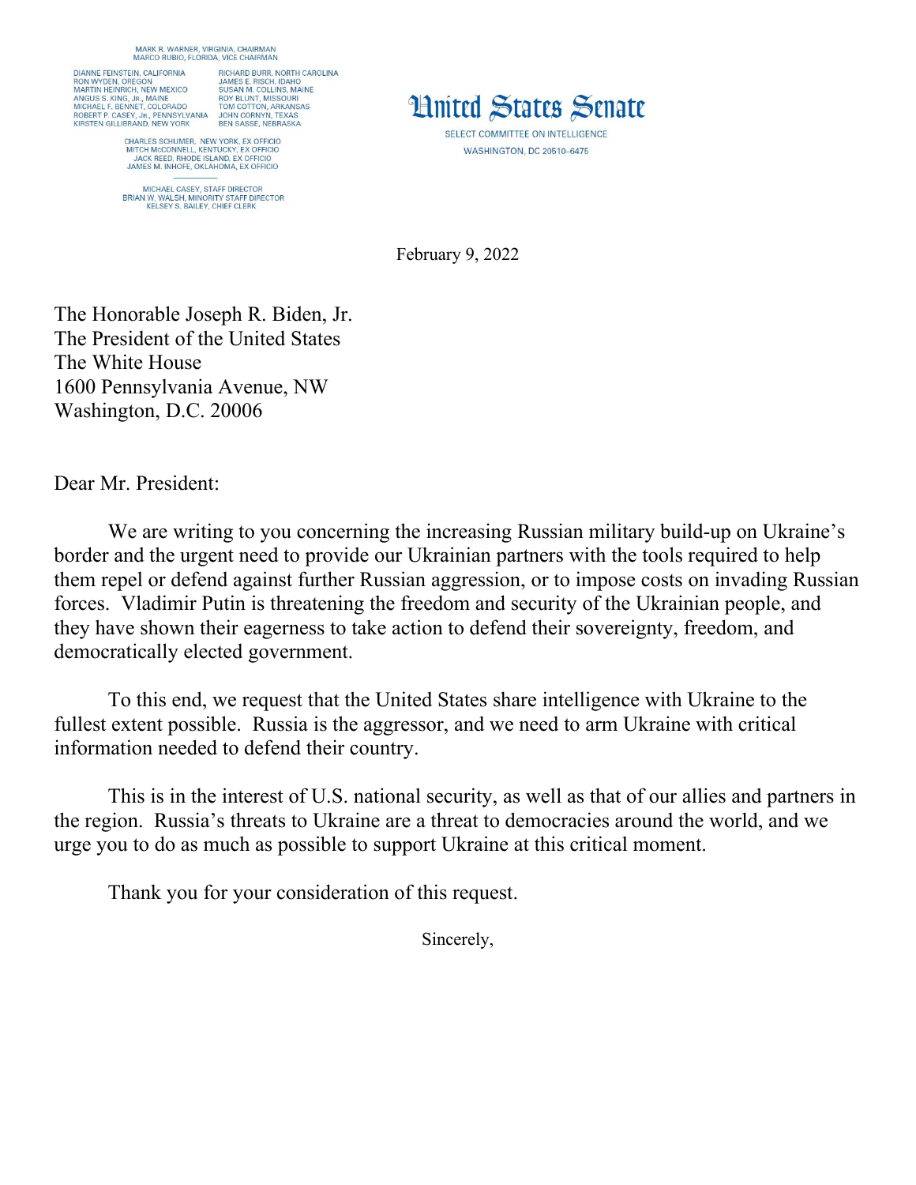MARK R. WARNER, VIRGINIA, CHAIRMAN
MARCO RUBIO, FLORIDA, VICE CHAIRMAN

DIANNE FEINSTEIN, CALIFORNIA
RON WYDEN, OREGON
MARTIN HEINRICH, NEW MEXICO
ANGUS S. KING, Jr., MAINE
MICHAEL F. BENNET, COLORADO
ROBERT P. CASEY, Jr., PENNSYLVANIA
KIRSTEN GILLIBRAND, NEW YORK

RICHARD BURR, NORTH CAROLINA
JAMES E. RISCH, IDAHO
SUSAN M. COLLINS, MAINE
ROY BLUNT, MISSOURI
TOM COTTON, ARKANSAS
JOHN CORNYN, TEXAS
BEN SASSE, NEBRASKA

CHARLES SCHUMER, NEW YORK, EX OFFICIO
MITCH McCONNELL, KENTUCKY, EX OFFICIO
JACK REED, RHODE ISLAND, EX OFFICIO
JAMES M. INHOFE, OKLAHOMA, EX OFFICIO

MICHAEL CASEY, STAFF DIRECTOR
BRIAN W. WALSH, MINORITY STAFF DIRECTOR
KELSEY S. BAILEY, CHIEF CLERK

# United States Senate

SELECT COMMITTEE ON INTELLIGENCE
WASHINGTON, DC 20510–6475

February 9, 2022

The Honorable Joseph R. Biden, Jr.
The President of the United States
The White House
1600 Pennsylvania Avenue, NW
Washington, D.C. 20006

Dear Mr. President:

We are writing to you concerning the increasing Russian military build-up on Ukraine's border and the urgent need to provide our Ukrainian partners with the tools required to help them repel or defend against further Russian aggression, or to impose costs on invading Russian forces. Vladimir Putin is threatening the freedom and security of the Ukrainian people, and they have shown their eagerness to take action to defend their sovereignty, freedom, and democratically elected government.

To this end, we request that the United States share intelligence with Ukraine to the fullest extent possible. Russia is the aggressor, and we need to arm Ukraine with critical information needed to defend their country.

This is in the interest of U.S. national security, as well as that of our allies and partners in the region. Russia's threats to Ukraine are a threat to democracies around the world, and we urge you to do as much as possible to support Ukraine at this critical moment.

Thank you for your consideration of this request.

Sincerely,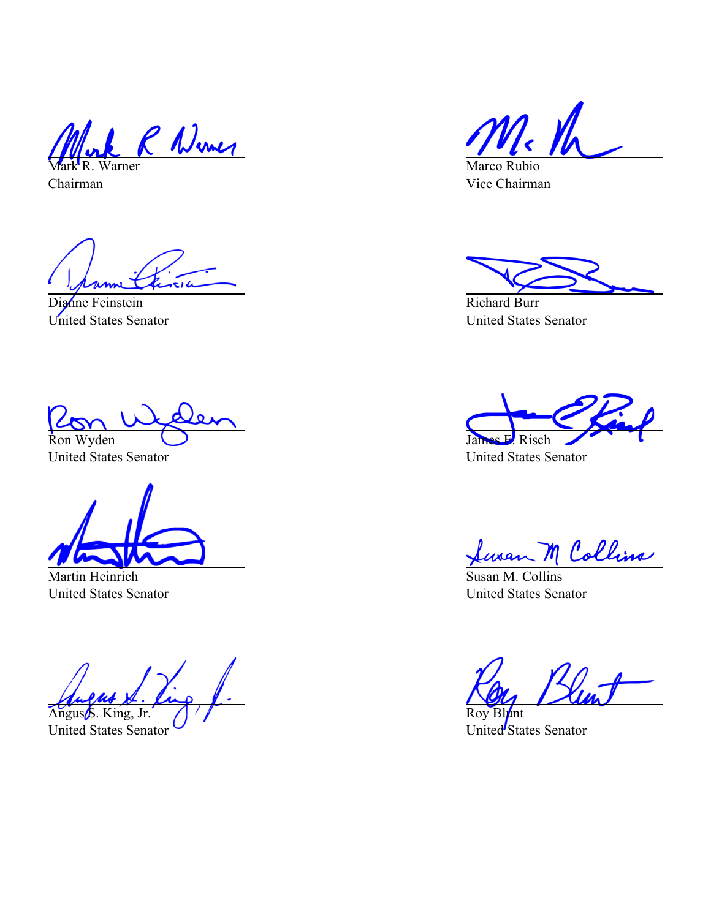Mark R. Warner
Chairman

Marco Rubio
Vice Chairman

Dianne Feinstein
United States Senator

Richard Burr
United States Senator

Ron Wyden
United States Senator

James E. Risch
United States Senator

Martin Heinrich
United States Senator

Susan M. Collins
United States Senator

Angus S. King, Jr.
United States Senator

Roy Blunt
United States Senator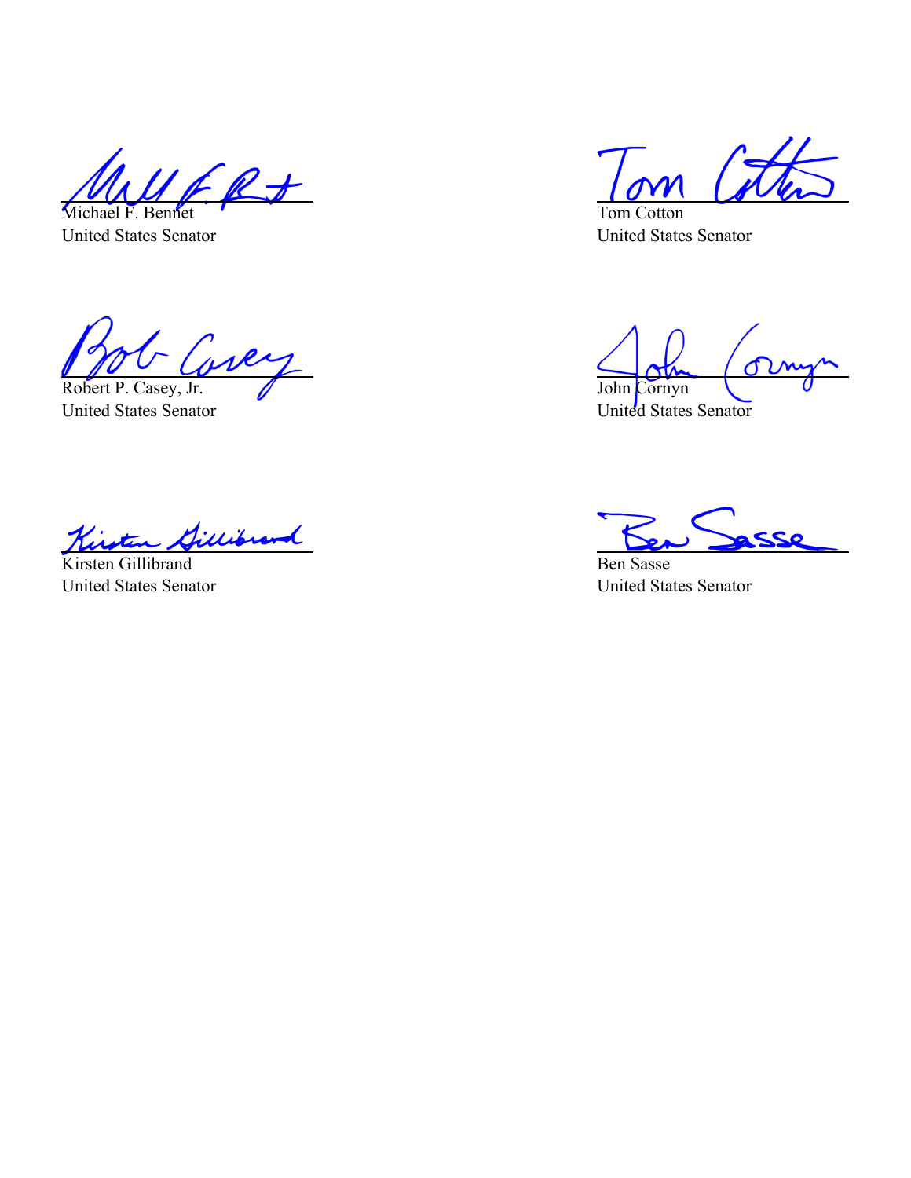Michael F. Bennet
United States Senator

Tom Cotton
United States Senator

Robert P. Casey, Jr.
United States Senator

John Cornyn
United States Senator

Kirsten Gillibrand
United States Senator

Ben Sasse
United States Senator